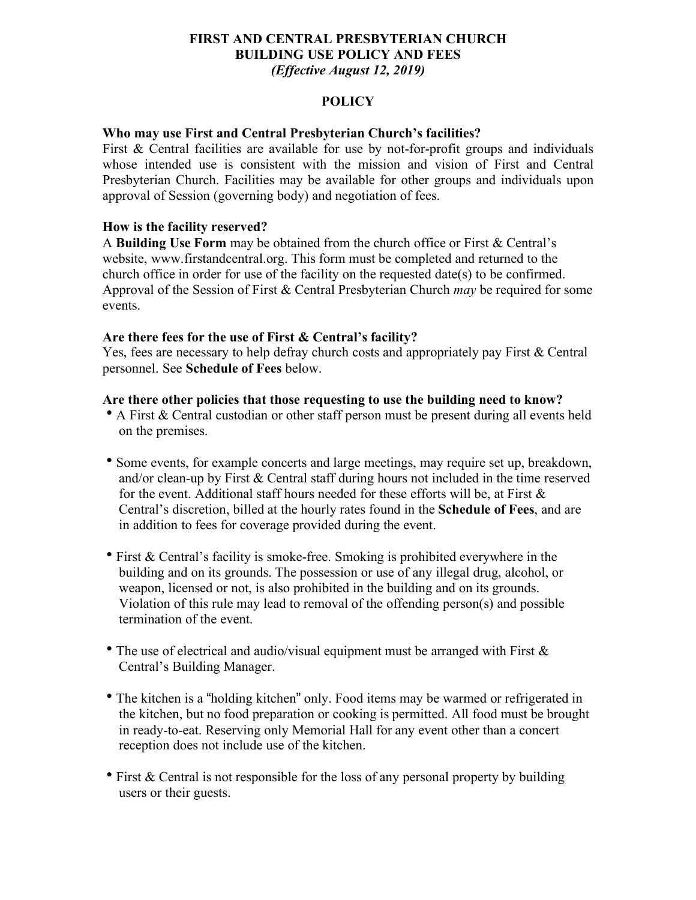# FIRST AND CENTRAL PRESBYTERIAN CHURCH
# BUILDING USE POLICY AND FEES
***(Effective August 12, 2019)***

## POLICY

### Who may use First and Central Presbyterian Church's facilities?

First & Central facilities are available for use by not-for-profit groups and individuals whose intended use is consistent with the mission and vision of First and Central Presbyterian Church. Facilities may be available for other groups and individuals upon approval of Session (governing body) and negotiation of fees.

### How is the facility reserved?

A **Building Use Form** may be obtained from the church office or First & Central's website, www.firstandcentral.org. This form must be completed and returned to the church office in order for use of the facility on the requested date(s) to be confirmed. Approval of the Session of First & Central Presbyterian Church *may* be required for some events.

### Are there fees for the use of First & Central's facility?

Yes, fees are necessary to help defray church costs and appropriately pay First & Central personnel. See **Schedule of Fees** below.

### Are there other policies that those requesting to use the building need to know?

- A First & Central custodian or other staff person must be present during all events held on the premises.
- Some events, for example concerts and large meetings, may require set up, breakdown, and/or clean-up by First & Central staff during hours not included in the time reserved for the event. Additional staff hours needed for these efforts will be, at First & Central's discretion, billed at the hourly rates found in the **Schedule of Fees**, and are in addition to fees for coverage provided during the event.
- First & Central's facility is smoke-free. Smoking is prohibited everywhere in the building and on its grounds. The possession or use of any illegal drug, alcohol, or weapon, licensed or not, is also prohibited in the building and on its grounds. Violation of this rule may lead to removal of the offending person(s) and possible termination of the event.
- The use of electrical and audio/visual equipment must be arranged with First & Central's Building Manager.
- The kitchen is a "holding kitchen" only. Food items may be warmed or refrigerated in the kitchen, but no food preparation or cooking is permitted. All food must be brought in ready-to-eat. Reserving only Memorial Hall for any event other than a concert reception does not include use of the kitchen.
- First & Central is not responsible for the loss of any personal property by building users or their guests.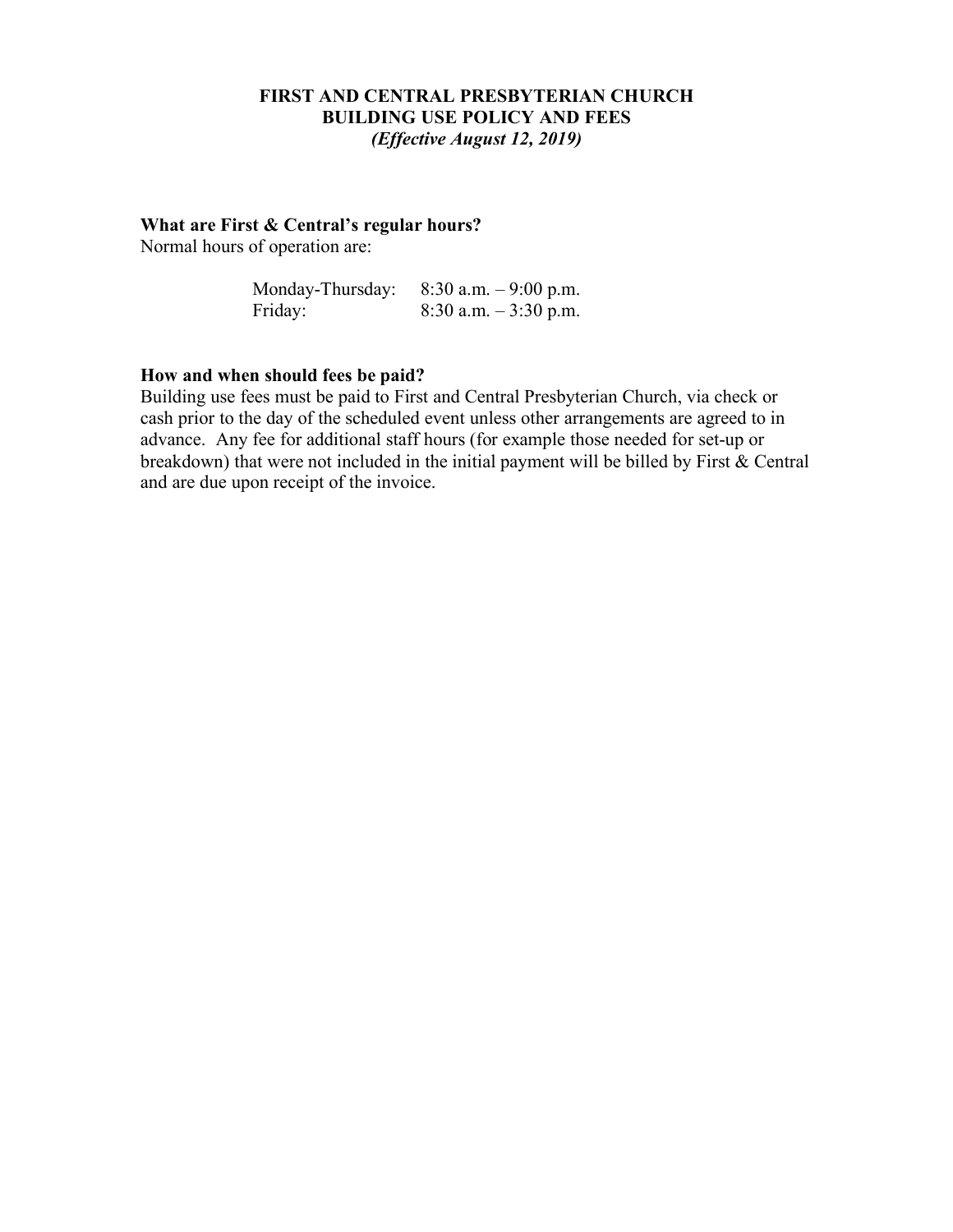**FIRST AND CENTRAL PRESBYTERIAN CHURCH**
**BUILDING USE POLICY AND FEES**
***(Effective August 12, 2019)***

### What are First & Central's regular hours?

Normal hours of operation are:

| | |
|---|---|
| Monday-Thursday: | 8:30 a.m. – 9:00 p.m. |
| Friday: | 8:30 a.m. – 3:30 p.m. |

### How and when should fees be paid?

Building use fees must be paid to First and Central Presbyterian Church, via check or cash prior to the day of the scheduled event unless other arrangements are agreed to in advance. Any fee for additional staff hours (for example those needed for set-up or breakdown) that were not included in the initial payment will be billed by First & Central and are due upon receipt of the invoice.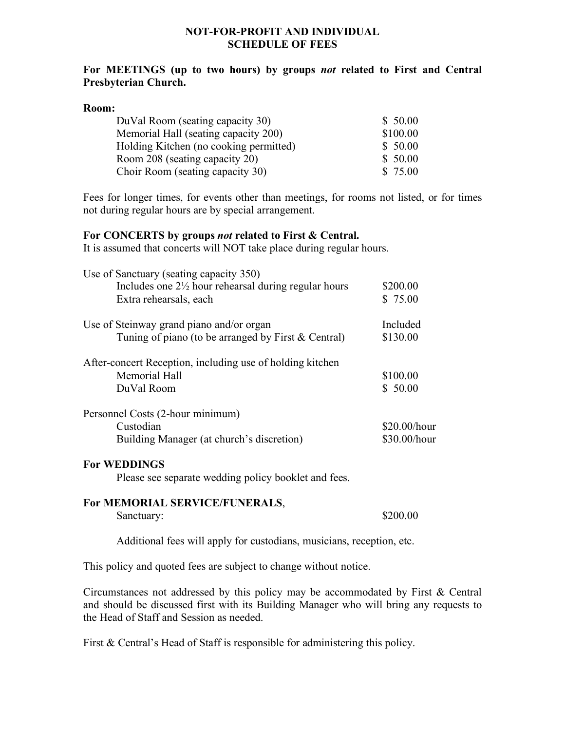# NOT-FOR-PROFIT AND INDIVIDUAL SCHEDULE OF FEES

**For MEETINGS (up to two hours) by groups *not* related to First and Central Presbyterian Church.**

**Room:**

| | |
|---|---|
| DuVal Room (seating capacity 30) | $ 50.00 |
| Memorial Hall (seating capacity 200) | $100.00 |
| Holding Kitchen (no cooking permitted) | $ 50.00 |
| Room 208 (seating capacity 20) | $ 50.00 |
| Choir Room (seating capacity 30) | $ 75.00 |

Fees for longer times, for events other than meetings, for rooms not listed, or for times not during regular hours are by special arrangement.

**For CONCERTS by groups *not* related to First & Central.**
It is assumed that concerts will NOT take place during regular hours.

| | |
|---|---|
| Use of Sanctuary (seating capacity 350) | |
| Includes one 2½ hour rehearsal during regular hours | $200.00 |
| Extra rehearsals, each | $ 75.00 |
| Use of Steinway grand piano and/or organ | Included |
| Tuning of piano (to be arranged by First & Central) | $130.00 |
| After-concert Reception, including use of holding kitchen | |
| Memorial Hall | $100.00 |
| DuVal Room | $ 50.00 |
| Personnel Costs (2-hour minimum) | |
| Custodian | $20.00/hour |
| Building Manager (at church's discretion) | $30.00/hour |

**For WEDDINGS**

Please see separate wedding policy booklet and fees.

**For MEMORIAL SERVICE/FUNERALS**,

| | |
|---|---|
| Sanctuary: | $200.00 |

Additional fees will apply for custodians, musicians, reception, etc.

This policy and quoted fees are subject to change without notice.

Circumstances not addressed by this policy may be accommodated by First & Central and should be discussed first with its Building Manager who will bring any requests to the Head of Staff and Session as needed.

First & Central's Head of Staff is responsible for administering this policy.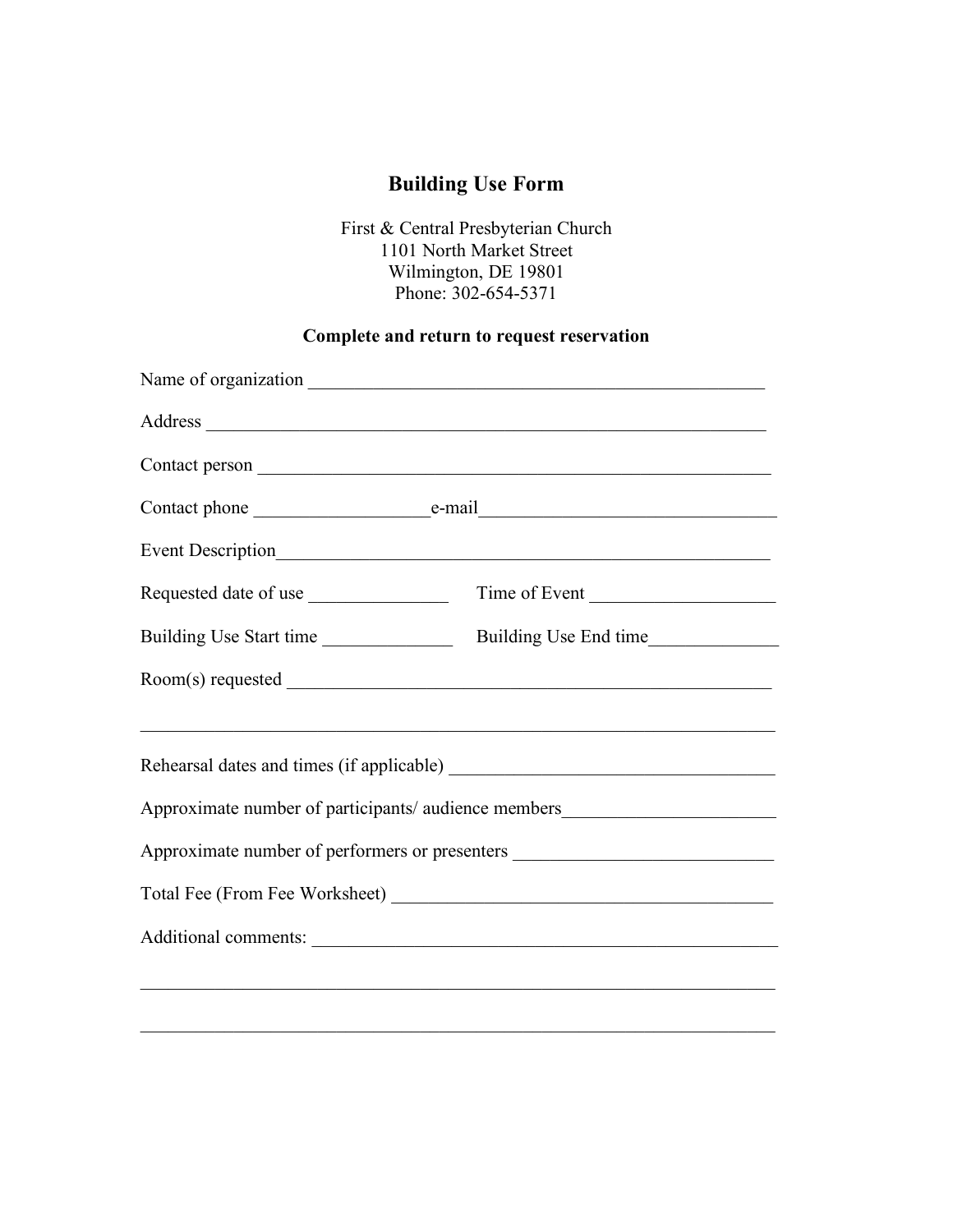# Building Use Form

First & Central Presbyterian Church
1101 North Market Street
Wilmington, DE 19801
Phone: 302-654-5371

**Complete and return to request reservation**

Name of organization ___________________________________________________

Address ______________________________________________________________

Contact person _________________________________________________________

Contact phone __________________e-mail______________________________

Event Description_______________________________________________________

Requested date of use ______________ Time of Event __________________

Building Use Start time _____________ Building Use End time_____________

Room(s) requested ______________________________________________________

______________________________________________________________________

Rehearsal dates and times (if applicable) _________________________________

Approximate number of participants/ audience members_____________________

Approximate number of performers or presenters __________________________

Total Fee (From Fee Worksheet) ________________________________________

Additional comments: ___________________________________________________

______________________________________________________________________

______________________________________________________________________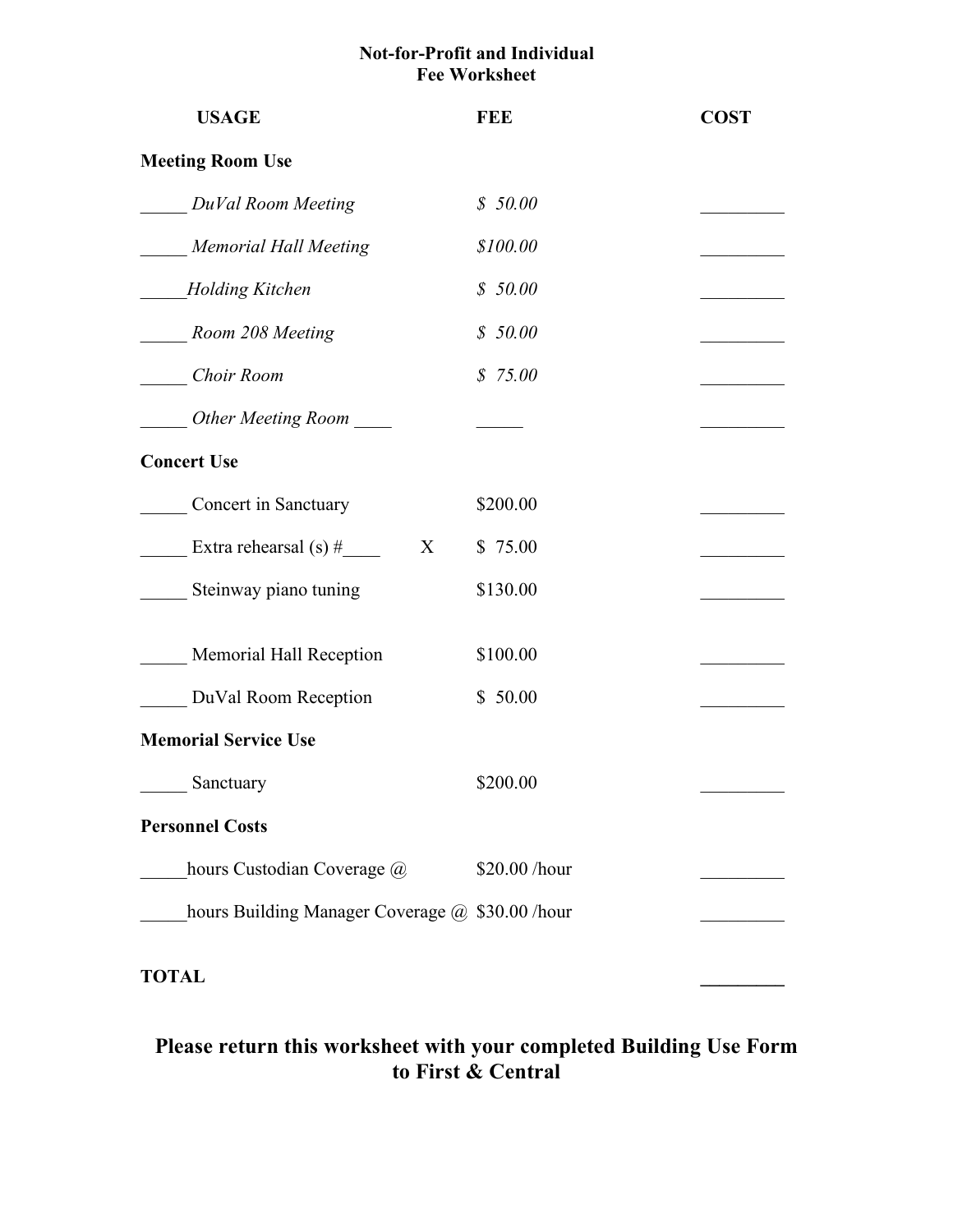**Not-for-Profit and Individual**
**Fee Worksheet**

| USAGE | FEE | COST |
|---|---|---|
| **Meeting Room Use** | | |
| _____ *DuVal Room Meeting* | *$ 50.00* | _________ |
| _____ *Memorial Hall Meeting* | *$100.00* | _________ |
| _____*Holding Kitchen* | *$ 50.00* | _________ |
| _____ *Room 208 Meeting* | *$ 50.00* | _________ |
| _____ *Choir Room* | *$ 75.00* | _________ |
| _____ *Other Meeting Room* ____ | _____ | _________ |
| **Concert Use** | | |
| _____ Concert in Sanctuary | $200.00 | _________ |
| _____ Extra rehearsal (s) #____ X | $ 75.00 | _________ |
| _____ Steinway piano tuning | $130.00 | _________ |
| _____ Memorial Hall Reception | $100.00 | _________ |
| _____ DuVal Room Reception | $ 50.00 | _________ |
| **Memorial Service Use** | | |
| _____ Sanctuary | $200.00 | _________ |
| **Personnel Costs** | | |
| _____hours Custodian Coverage @ | $20.00 /hour | _________ |
| _____hours Building Manager Coverage @ | $30.00 /hour | _________ |
| **TOTAL** | | _________ |

**Please return this worksheet with your completed Building Use Form to First & Central**